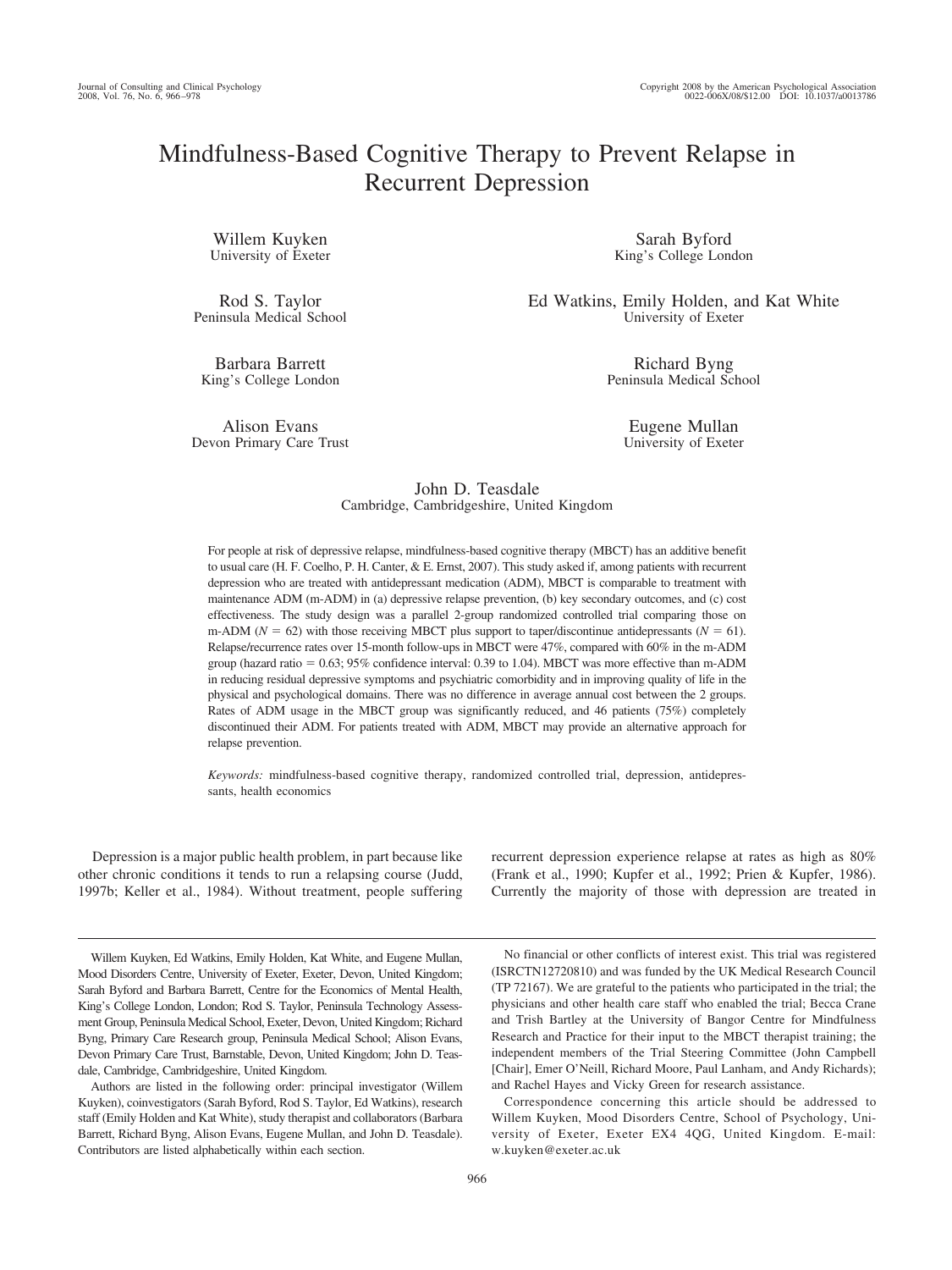# Mindfulness-Based Cognitive Therapy to Prevent Relapse in Recurrent Depression

Willem Kuyken
University of Exeter

Sarah Byford
King's College London

Rod S. Taylor
Peninsula Medical School

Ed Watkins, Emily Holden, and Kat White
University of Exeter

Barbara Barrett
King's College London

Richard Byng
Peninsula Medical School

Alison Evans
Devon Primary Care Trust

Eugene Mullan
University of Exeter

John D. Teasdale
Cambridge, Cambridgeshire, United Kingdom

For people at risk of depressive relapse, mindfulness-based cognitive therapy (MBCT) has an additive benefit to usual care (H. F. Coelho, P. H. Canter, & E. Ernst, 2007). This study asked if, among patients with recurrent depression who are treated with antidepressant medication (ADM), MBCT is comparable to treatment with maintenance ADM (m-ADM) in (a) depressive relapse prevention, (b) key secondary outcomes, and (c) cost effectiveness. The study design was a parallel 2-group randomized controlled trial comparing those on m-ADM ($N = 62$) with those receiving MBCT plus support to taper/discontinue antidepressants ($N = 61$). Relapse/recurrence rates over 15-month follow-ups in MBCT were 47%, compared with 60% in the m-ADM group (hazard ratio = 0.63; 95% confidence interval: 0.39 to 1.04). MBCT was more effective than m-ADM in reducing residual depressive symptoms and psychiatric comorbidity and in improving quality of life in the physical and psychological domains. There was no difference in average annual cost between the 2 groups. Rates of ADM usage in the MBCT group was significantly reduced, and 46 patients (75%) completely discontinued their ADM. For patients treated with ADM, MBCT may provide an alternative approach for relapse prevention.

*Keywords:* mindfulness-based cognitive therapy, randomized controlled trial, depression, antidepressants, health economics

Depression is a major public health problem, in part because like other chronic conditions it tends to run a relapsing course (Judd, 1997b; Keller et al., 1984). Without treatment, people suffering recurrent depression experience relapse at rates as high as 80% (Frank et al., 1990; Kupfer et al., 1992; Prien & Kupfer, 1986). Currently the majority of those with depression are treated in

---

Willem Kuyken, Ed Watkins, Emily Holden, Kat White, and Eugene Mullan, Mood Disorders Centre, University of Exeter, Exeter, Devon, United Kingdom; Sarah Byford and Barbara Barrett, Centre for the Economics of Mental Health, King's College London, London; Rod S. Taylor, Peninsula Technology Assessment Group, Peninsula Medical School, Exeter, Devon, United Kingdom; Richard Byng, Primary Care Research group, Peninsula Medical School; Alison Evans, Devon Primary Care Trust, Barnstable, Devon, United Kingdom; John D. Teasdale, Cambridge, Cambridgeshire, United Kingdom.

Authors are listed in the following order: principal investigator (Willem Kuyken), coinvestigators (Sarah Byford, Rod S. Taylor, Ed Watkins), research staff (Emily Holden and Kat White), study therapist and collaborators (Barbara Barrett, Richard Byng, Alison Evans, Eugene Mullan, and John D. Teasdale). Contributors are listed alphabetically within each section.

No financial or other conflicts of interest exist. This trial was registered (ISRCTN12720810) and was funded by the UK Medical Research Council (TP 72167). We are grateful to the patients who participated in the trial; the physicians and other health care staff who enabled the trial; Becca Crane and Trish Bartley at the University of Bangor Centre for Mindfulness Research and Practice for their input to the MBCT therapist training; the independent members of the Trial Steering Committee (John Campbell [Chair], Emer O'Neill, Richard Moore, Paul Lanham, and Andy Richards); and Rachel Hayes and Vicky Green for research assistance.

Correspondence concerning this article should be addressed to Willem Kuyken, Mood Disorders Centre, School of Psychology, University of Exeter, Exeter EX4 4QG, United Kingdom. E-mail: w.kuyken@exeter.ac.uk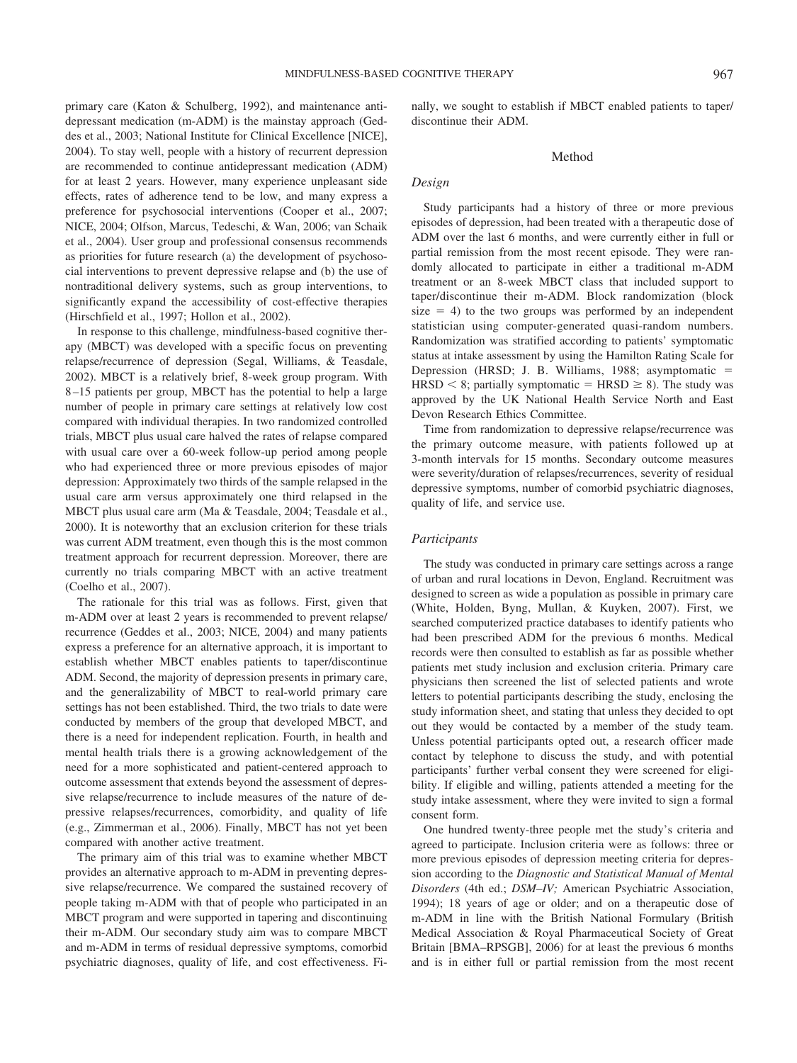primary care (Katon & Schulberg, 1992), and maintenance antidepressant medication (m-ADM) is the mainstay approach (Geddes et al., 2003; National Institute for Clinical Excellence [NICE], 2004). To stay well, people with a history of recurrent depression are recommended to continue antidepressant medication (ADM) for at least 2 years. However, many experience unpleasant side effects, rates of adherence tend to be low, and many express a preference for psychosocial interventions (Cooper et al., 2007; NICE, 2004; Olfson, Marcus, Tedeschi, & Wan, 2006; van Schaik et al., 2004). User group and professional consensus recommends as priorities for future research (a) the development of psychosocial interventions to prevent depressive relapse and (b) the use of nontraditional delivery systems, such as group interventions, to significantly expand the accessibility of cost-effective therapies (Hirschfield et al., 1997; Hollon et al., 2002).

In response to this challenge, mindfulness-based cognitive therapy (MBCT) was developed with a specific focus on preventing relapse/recurrence of depression (Segal, Williams, & Teasdale, 2002). MBCT is a relatively brief, 8-week group program. With 8–15 patients per group, MBCT has the potential to help a large number of people in primary care settings at relatively low cost compared with individual therapies. In two randomized controlled trials, MBCT plus usual care halved the rates of relapse compared with usual care over a 60-week follow-up period among people who had experienced three or more previous episodes of major depression: Approximately two thirds of the sample relapsed in the usual care arm versus approximately one third relapsed in the MBCT plus usual care arm (Ma & Teasdale, 2004; Teasdale et al., 2000). It is noteworthy that an exclusion criterion for these trials was current ADM treatment, even though this is the most common treatment approach for recurrent depression. Moreover, there are currently no trials comparing MBCT with an active treatment (Coelho et al., 2007).

The rationale for this trial was as follows. First, given that m-ADM over at least 2 years is recommended to prevent relapse/recurrence (Geddes et al., 2003; NICE, 2004) and many patients express a preference for an alternative approach, it is important to establish whether MBCT enables patients to taper/discontinue ADM. Second, the majority of depression presents in primary care, and the generalizability of MBCT to real-world primary care settings has not been established. Third, the two trials to date were conducted by members of the group that developed MBCT, and there is a need for independent replication. Fourth, in health and mental health trials there is a growing acknowledgement of the need for a more sophisticated and patient-centered approach to outcome assessment that extends beyond the assessment of depressive relapse/recurrence to include measures of the nature of depressive relapses/recurrences, comorbidity, and quality of life (e.g., Zimmerman et al., 2006). Finally, MBCT has not yet been compared with another active treatment.

The primary aim of this trial was to examine whether MBCT provides an alternative approach to m-ADM in preventing depressive relapse/recurrence. We compared the sustained recovery of people taking m-ADM with that of people who participated in an MBCT program and were supported in tapering and discontinuing their m-ADM. Our secondary study aim was to compare MBCT and m-ADM in terms of residual depressive symptoms, comorbid psychiatric diagnoses, quality of life, and cost effectiveness. Finally, we sought to establish if MBCT enabled patients to taper/discontinue their ADM.

## Method

### *Design*

Study participants had a history of three or more previous episodes of depression, had been treated with a therapeutic dose of ADM over the last 6 months, and were currently either in full or partial remission from the most recent episode. They were randomly allocated to participate in either a traditional m-ADM treatment or an 8-week MBCT class that included support to taper/discontinue their m-ADM. Block randomization (block size = 4) to the two groups was performed by an independent statistician using computer-generated quasi-random numbers. Randomization was stratified according to patients' symptomatic status at intake assessment by using the Hamilton Rating Scale for Depression (HRSD; J. B. Williams, 1988; asymptomatic = HRSD $< 8$; partially symptomatic = HRSD $\geq 8$). The study was approved by the UK National Health Service North and East Devon Research Ethics Committee.

Time from randomization to depressive relapse/recurrence was the primary outcome measure, with patients followed up at 3-month intervals for 15 months. Secondary outcome measures were severity/duration of relapses/recurrences, severity of residual depressive symptoms, number of comorbid psychiatric diagnoses, quality of life, and service use.

### *Participants*

The study was conducted in primary care settings across a range of urban and rural locations in Devon, England. Recruitment was designed to screen as wide a population as possible in primary care (White, Holden, Byng, Mullan, & Kuyken, 2007). First, we searched computerized practice databases to identify patients who had been prescribed ADM for the previous 6 months. Medical records were then consulted to establish as far as possible whether patients met study inclusion and exclusion criteria. Primary care physicians then screened the list of selected patients and wrote letters to potential participants describing the study, enclosing the study information sheet, and stating that unless they decided to opt out they would be contacted by a member of the study team. Unless potential participants opted out, a research officer made contact by telephone to discuss the study, and with potential participants' further verbal consent they were screened for eligibility. If eligible and willing, patients attended a meeting for the study intake assessment, where they were invited to sign a formal consent form.

One hundred twenty-three people met the study's criteria and agreed to participate. Inclusion criteria were as follows: three or more previous episodes of depression meeting criteria for depression according to the *Diagnostic and Statistical Manual of Mental Disorders* (4th ed.; *DSM–IV;* American Psychiatric Association, 1994); 18 years of age or older; and on a therapeutic dose of m-ADM in line with the British National Formulary (British Medical Association & Royal Pharmaceutical Society of Great Britain [BMA–RPSGB], 2006) for at least the previous 6 months and is in either full or partial remission from the most recent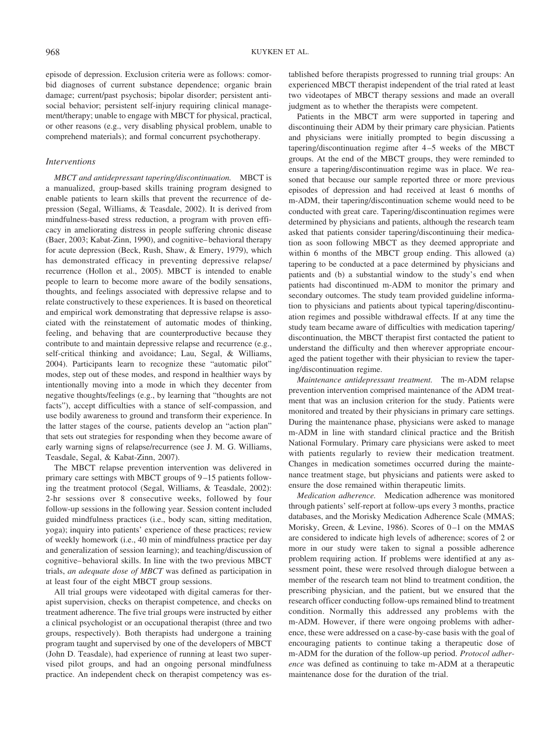episode of depression. Exclusion criteria were as follows: comorbid diagnoses of current substance dependence; organic brain damage; current/past psychosis; bipolar disorder; persistent antisocial behavior; persistent self-injury requiring clinical management/therapy; unable to engage with MBCT for physical, practical, or other reasons (e.g., very disabling physical problem, unable to comprehend materials); and formal concurrent psychotherapy.

### Interventions

*MBCT and antidepressant tapering/discontinuation.* MBCT is a manualized, group-based skills training program designed to enable patients to learn skills that prevent the recurrence of depression (Segal, Williams, & Teasdale, 2002). It is derived from mindfulness-based stress reduction, a program with proven efficacy in ameliorating distress in people suffering chronic disease (Baer, 2003; Kabat-Zinn, 1990), and cognitive–behavioral therapy for acute depression (Beck, Rush, Shaw, & Emery, 1979), which has demonstrated efficacy in preventing depressive relapse/recurrence (Hollon et al., 2005). MBCT is intended to enable people to learn to become more aware of the bodily sensations, thoughts, and feelings associated with depressive relapse and to relate constructively to these experiences. It is based on theoretical and empirical work demonstrating that depressive relapse is associated with the reinstatement of automatic modes of thinking, feeling, and behaving that are counterproductive because they contribute to and maintain depressive relapse and recurrence (e.g., self-critical thinking and avoidance; Lau, Segal, & Williams, 2004). Participants learn to recognize these "automatic pilot" modes, step out of these modes, and respond in healthier ways by intentionally moving into a mode in which they decenter from negative thoughts/feelings (e.g., by learning that "thoughts are not facts"), accept difficulties with a stance of self-compassion, and use bodily awareness to ground and transform their experience. In the latter stages of the course, patients develop an "action plan" that sets out strategies for responding when they become aware of early warning signs of relapse/recurrence (see J. M. G. Williams, Teasdale, Segal, & Kabat-Zinn, 2007).

The MBCT relapse prevention intervention was delivered in primary care settings with MBCT groups of 9–15 patients following the treatment protocol (Segal, Williams, & Teasdale, 2002): 2-hr sessions over 8 consecutive weeks, followed by four follow-up sessions in the following year. Session content included guided mindfulness practices (i.e., body scan, sitting meditation, yoga); inquiry into patients' experience of these practices; review of weekly homework (i.e., 40 min of mindfulness practice per day and generalization of session learning); and teaching/discussion of cognitive–behavioral skills. In line with the two previous MBCT trials, *an adequate dose of MBCT* was defined as participation in at least four of the eight MBCT group sessions.

All trial groups were videotaped with digital cameras for therapist supervision, checks on therapist competence, and checks on treatment adherence. The five trial groups were instructed by either a clinical psychologist or an occupational therapist (three and two groups, respectively). Both therapists had undergone a training program taught and supervised by one of the developers of MBCT (John D. Teasdale), had experience of running at least two supervised pilot groups, and had an ongoing personal mindfulness practice. An independent check on therapist competency was established before therapists progressed to running trial groups: An experienced MBCT therapist independent of the trial rated at least two videotapes of MBCT therapy sessions and made an overall judgment as to whether the therapists were competent.

Patients in the MBCT arm were supported in tapering and discontinuing their ADM by their primary care physician. Patients and physicians were initially prompted to begin discussing a tapering/discontinuation regime after 4–5 weeks of the MBCT groups. At the end of the MBCT groups, they were reminded to ensure a tapering/discontinuation regime was in place. We reasoned that because our sample reported three or more previous episodes of depression and had received at least 6 months of m-ADM, their tapering/discontinuation scheme would need to be conducted with great care. Tapering/discontinuation regimes were determined by physicians and patients, although the research team asked that patients consider tapering/discontinuing their medication as soon following MBCT as they deemed appropriate and within 6 months of the MBCT group ending. This allowed (a) tapering to be conducted at a pace determined by physicians and patients and (b) a substantial window to the study's end when patients had discontinued m-ADM to monitor the primary and secondary outcomes. The study team provided guideline information to physicians and patients about typical tapering/discontinuation regimes and possible withdrawal effects. If at any time the study team became aware of difficulties with medication tapering/discontinuation, the MBCT therapist first contacted the patient to understand the difficulty and then wherever appropriate encouraged the patient together with their physician to review the tapering/discontinuation regime.

*Maintenance antidepressant treatment.* The m-ADM relapse prevention intervention comprised maintenance of the ADM treatment that was an inclusion criterion for the study. Patients were monitored and treated by their physicians in primary care settings. During the maintenance phase, physicians were asked to manage m-ADM in line with standard clinical practice and the British National Formulary. Primary care physicians were asked to meet with patients regularly to review their medication treatment. Changes in medication sometimes occurred during the maintenance treatment stage, but physicians and patients were asked to ensure the dose remained within therapeutic limits.

*Medication adherence.* Medication adherence was monitored through patients' self-report at follow-ups every 3 months, practice databases, and the Morisky Medication Adherence Scale (MMAS; Morisky, Green, & Levine, 1986). Scores of 0–1 on the MMAS are considered to indicate high levels of adherence; scores of 2 or more in our study were taken to signal a possible adherence problem requiring action. If problems were identified at any assessment point, these were resolved through dialogue between a member of the research team not blind to treatment condition, the prescribing physician, and the patient, but we ensured that the research officer conducting follow-ups remained blind to treatment condition. Normally this addressed any problems with the m-ADM. However, if there were ongoing problems with adherence, these were addressed on a case-by-case basis with the goal of encouraging patients to continue taking a therapeutic dose of m-ADM for the duration of the follow-up period. *Protocol adherence* was defined as continuing to take m-ADM at a therapeutic maintenance dose for the duration of the trial.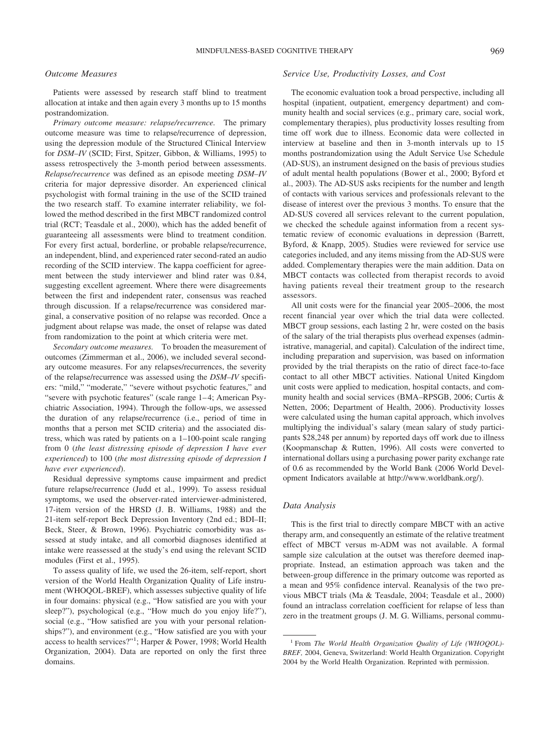### *Outcome Measures*

Patients were assessed by research staff blind to treatment allocation at intake and then again every 3 months up to 15 months postrandomization.

*Primary outcome measure: relapse/recurrence.* The primary outcome measure was time to relapse/recurrence of depression, using the depression module of the Structured Clinical Interview for *DSM–IV* (SCID; First, Spitzer, Gibbon, & Williams, 1995) to assess retrospectively the 3-month period between assessments. *Relapse/recurrence* was defined as an episode meeting *DSM–IV* criteria for major depressive disorder. An experienced clinical psychologist with formal training in the use of the SCID trained the two research staff. To examine interrater reliability, we followed the method described in the first MBCT randomized control trial (RCT; Teasdale et al., 2000), which has the added benefit of guaranteeing all assessments were blind to treatment condition. For every first actual, borderline, or probable relapse/recurrence, an independent, blind, and experienced rater second-rated an audio recording of the SCID interview. The kappa coefficient for agreement between the study interviewer and blind rater was 0.84, suggesting excellent agreement. Where there were disagreements between the first and independent rater, consensus was reached through discussion. If a relapse/recurrence was considered marginal, a conservative position of no relapse was recorded. Once a judgment about relapse was made, the onset of relapse was dated from randomization to the point at which criteria were met.

*Secondary outcome measures.* To broaden the measurement of outcomes (Zimmerman et al., 2006), we included several secondary outcome measures. For any relapses/recurrences, the severity of the relapse/recurrence was assessed using the *DSM–IV* specifiers: "mild," "moderate," "severe without psychotic features," and "severe with psychotic features" (scale range 1–4; American Psychiatric Association, 1994). Through the follow-ups, we assessed the duration of any relapse/recurrence (i.e., period of time in months that a person met SCID criteria) and the associated distress, which was rated by patients on a 1–100-point scale ranging from 0 (*the least distressing episode of depression I have ever experienced*) to 100 (*the most distressing episode of depression I have ever experienced*).

Residual depressive symptoms cause impairment and predict future relapse/recurrence (Judd et al., 1999). To assess residual symptoms, we used the observer-rated interviewer-administered, 17-item version of the HRSD (J. B. Williams, 1988) and the 21-item self-report Beck Depression Inventory (2nd ed.; BDI–II; Beck, Steer, & Brown, 1996). Psychiatric comorbidity was assessed at study intake, and all comorbid diagnoses identified at intake were reassessed at the study's end using the relevant SCID modules (First et al., 1995).

To assess quality of life, we used the 26-item, self-report, short version of the World Health Organization Quality of Life instrument (WHOQOL-BREF), which assesses subjective quality of life in four domains: physical (e.g., "How satisfied are you with your sleep?"), psychological (e.g., "How much do you enjoy life?"), social (e.g., "How satisfied are you with your personal relationships?"), and environment (e.g., "How satisfied are you with your access to health services?"[1]; Harper & Power, 1998; World Health Organization, 2004). Data are reported on only the first three domains.

### *Service Use, Productivity Losses, and Cost*

The economic evaluation took a broad perspective, including all hospital (inpatient, outpatient, emergency department) and community health and social services (e.g., primary care, social work, complementary therapies), plus productivity losses resulting from time off work due to illness. Economic data were collected in interview at baseline and then in 3-month intervals up to 15 months postrandomization using the Adult Service Use Schedule (AD-SUS), an instrument designed on the basis of previous studies of adult mental health populations (Bower et al., 2000; Byford et al., 2003). The AD-SUS asks recipients for the number and length of contacts with various services and professionals relevant to the disease of interest over the previous 3 months. To ensure that the AD-SUS covered all services relevant to the current population, we checked the schedule against information from a recent systematic review of economic evaluations in depression (Barrett, Byford, & Knapp, 2005). Studies were reviewed for service use categories included, and any items missing from the AD-SUS were added. Complementary therapies were the main addition. Data on MBCT contacts was collected from therapist records to avoid having patients reveal their treatment group to the research assessors.

All unit costs were for the financial year 2005–2006, the most recent financial year over which the trial data were collected. MBCT group sessions, each lasting 2 hr, were costed on the basis of the salary of the trial therapists plus overhead expenses (administrative, managerial, and capital). Calculation of the indirect time, including preparation and supervision, was based on information provided by the trial therapists on the ratio of direct face-to-face contact to all other MBCT activities. National United Kingdom unit costs were applied to medication, hospital contacts, and community health and social services (BMA–RPSGB, 2006; Curtis & Netten, 2006; Department of Health, 2006). Productivity losses were calculated using the human capital approach, which involves multiplying the individual's salary (mean salary of study participants $28,248 per annum) by reported days off work due to illness (Koopmanschap & Rutten, 1996). All costs were converted to international dollars using a purchasing power parity exchange rate of 0.6 as recommended by the World Bank (2006 World Development Indicators available at http://www.worldbank.org/).

### *Data Analysis*

This is the first trial to directly compare MBCT with an active therapy arm, and consequently an estimate of the relative treatment effect of MBCT versus m-ADM was not available. A formal sample size calculation at the outset was therefore deemed inappropriate. Instead, an estimation approach was taken and the between-group difference in the primary outcome was reported as a mean and 95% confidence interval. Reanalysis of the two previous MBCT trials (Ma & Teasdale, 2004; Teasdale et al., 2000) found an intraclass correlation coefficient for relapse of less than zero in the treatment groups (J. M. G. Williams, personal commu-

[1] From *The World Health Organization Quality of Life (WHOQOL)-BREF*, 2004, Geneva, Switzerland: World Health Organization. Copyright 2004 by the World Health Organization. Reprinted with permission.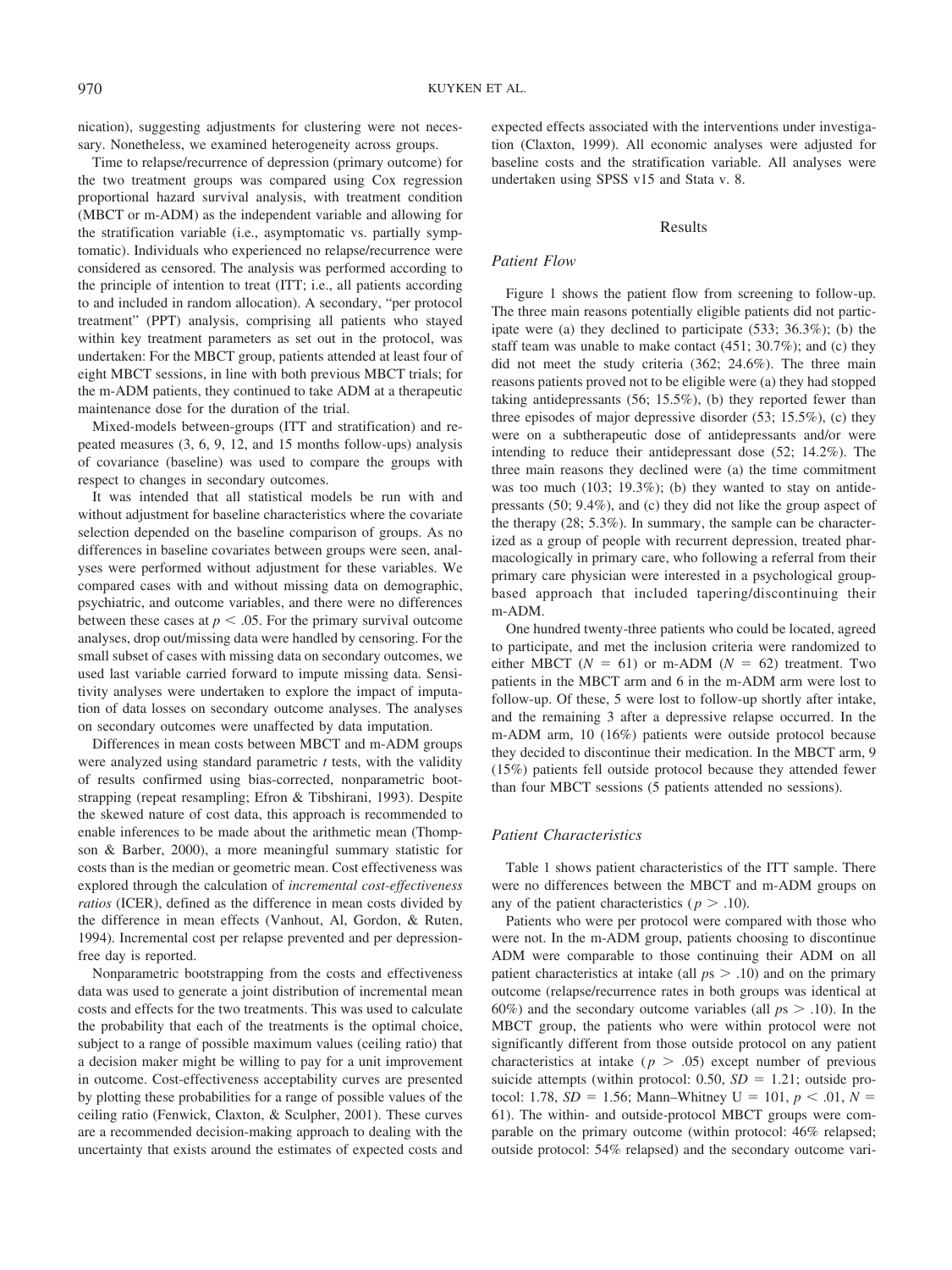nication), suggesting adjustments for clustering were not necessary. Nonetheless, we examined heterogeneity across groups.

Time to relapse/recurrence of depression (primary outcome) for the two treatment groups was compared using Cox regression proportional hazard survival analysis, with treatment condition (MBCT or m-ADM) as the independent variable and allowing for the stratification variable (i.e., asymptomatic vs. partially symptomatic). Individuals who experienced no relapse/recurrence were considered as censored. The analysis was performed according to the principle of intention to treat (ITT; i.e., all patients according to and included in random allocation). A secondary, "per protocol treatment" (PPT) analysis, comprising all patients who stayed within key treatment parameters as set out in the protocol, was undertaken: For the MBCT group, patients attended at least four of eight MBCT sessions, in line with both previous MBCT trials; for the m-ADM patients, they continued to take ADM at a therapeutic maintenance dose for the duration of the trial.

Mixed-models between-groups (ITT and stratification) and repeated measures (3, 6, 9, 12, and 15 months follow-ups) analysis of covariance (baseline) was used to compare the groups with respect to changes in secondary outcomes.

It was intended that all statistical models be run with and without adjustment for baseline characteristics where the covariate selection depended on the baseline comparison of groups. As no differences in baseline covariates between groups were seen, analyses were performed without adjustment for these variables. We compared cases with and without missing data on demographic, psychiatric, and outcome variables, and there were no differences between these cases at $p < .05$. For the primary survival outcome analyses, drop out/missing data were handled by censoring. For the small subset of cases with missing data on secondary outcomes, we used last variable carried forward to impute missing data. Sensitivity analyses were undertaken to explore the impact of imputation of data losses on secondary outcome analyses. The analyses on secondary outcomes were unaffected by data imputation.

Differences in mean costs between MBCT and m-ADM groups were analyzed using standard parametric *t* tests, with the validity of results confirmed using bias-corrected, nonparametric bootstrapping (repeat resampling; Efron & Tibshirani, 1993). Despite the skewed nature of cost data, this approach is recommended to enable inferences to be made about the arithmetic mean (Thompson & Barber, 2000), a more meaningful summary statistic for costs than is the median or geometric mean. Cost effectiveness was explored through the calculation of *incremental cost-effectiveness ratios* (ICER), defined as the difference in mean costs divided by the difference in mean effects (Vanhout, Al, Gordon, & Ruten, 1994). Incremental cost per relapse prevented and per depression-free day is reported.

Nonparametric bootstrapping from the costs and effectiveness data was used to generate a joint distribution of incremental mean costs and effects for the two treatments. This was used to calculate the probability that each of the treatments is the optimal choice, subject to a range of possible maximum values (ceiling ratio) that a decision maker might be willing to pay for a unit improvement in outcome. Cost-effectiveness acceptability curves are presented by plotting these probabilities for a range of possible values of the ceiling ratio (Fenwick, Claxton, & Sculpher, 2001). These curves are a recommended decision-making approach to dealing with the uncertainty that exists around the estimates of expected costs and expected effects associated with the interventions under investigation (Claxton, 1999). All economic analyses were adjusted for baseline costs and the stratification variable. All analyses were undertaken using SPSS v15 and Stata v. 8.

## Results

### Patient Flow

Figure 1 shows the patient flow from screening to follow-up. The three main reasons potentially eligible patients did not participate were (a) they declined to participate (533; 36.3%); (b) the staff team was unable to make contact (451; 30.7%); and (c) they did not meet the study criteria (362; 24.6%). The three main reasons patients proved not to be eligible were (a) they had stopped taking antidepressants (56; 15.5%), (b) they reported fewer than three episodes of major depressive disorder (53; 15.5%), (c) they were on a subtherapeutic dose of antidepressants and/or were intending to reduce their antidepressant dose (52; 14.2%). The three main reasons they declined were (a) the time commitment was too much (103; 19.3%); (b) they wanted to stay on antidepressants (50; 9.4%), and (c) they did not like the group aspect of the therapy (28; 5.3%). In summary, the sample can be characterized as a group of people with recurrent depression, treated pharmacologically in primary care, who following a referral from their primary care physician were interested in a psychological group-based approach that included tapering/discontinuing their m-ADM.

One hundred twenty-three patients who could be located, agreed to participate, and met the inclusion criteria were randomized to either MBCT ($N = 61$) or m-ADM ($N = 62$) treatment. Two patients in the MBCT arm and 6 in the m-ADM arm were lost to follow-up. Of these, 5 were lost to follow-up shortly after intake, and the remaining 3 after a depressive relapse occurred. In the m-ADM arm, 10 (16%) patients were outside protocol because they decided to discontinue their medication. In the MBCT arm, 9 (15%) patients fell outside protocol because they attended fewer than four MBCT sessions (5 patients attended no sessions).

### Patient Characteristics

Table 1 shows patient characteristics of the ITT sample. There were no differences between the MBCT and m-ADM groups on any of the patient characteristics ($p > .10$).

Patients who were per protocol were compared with those who were not. In the m-ADM group, patients choosing to discontinue ADM were comparable to those continuing their ADM on all patient characteristics at intake (all $ps > .10$) and on the primary outcome (relapse/recurrence rates in both groups was identical at 60%) and the secondary outcome variables (all $ps > .10$). In the MBCT group, the patients who were within protocol were not significantly different from those outside protocol on any patient characteristics at intake ($p > .05$) except number of previous suicide attempts (within protocol: 0.50, $SD = 1.21$; outside protocol: 1.78, $SD = 1.56$; Mann–Whitney $U = 101$, $p < .01$, $N = 61$). The within- and outside-protocol MBCT groups were comparable on the primary outcome (within protocol: 46% relapsed; outside protocol: 54% relapsed) and the secondary outcome vari-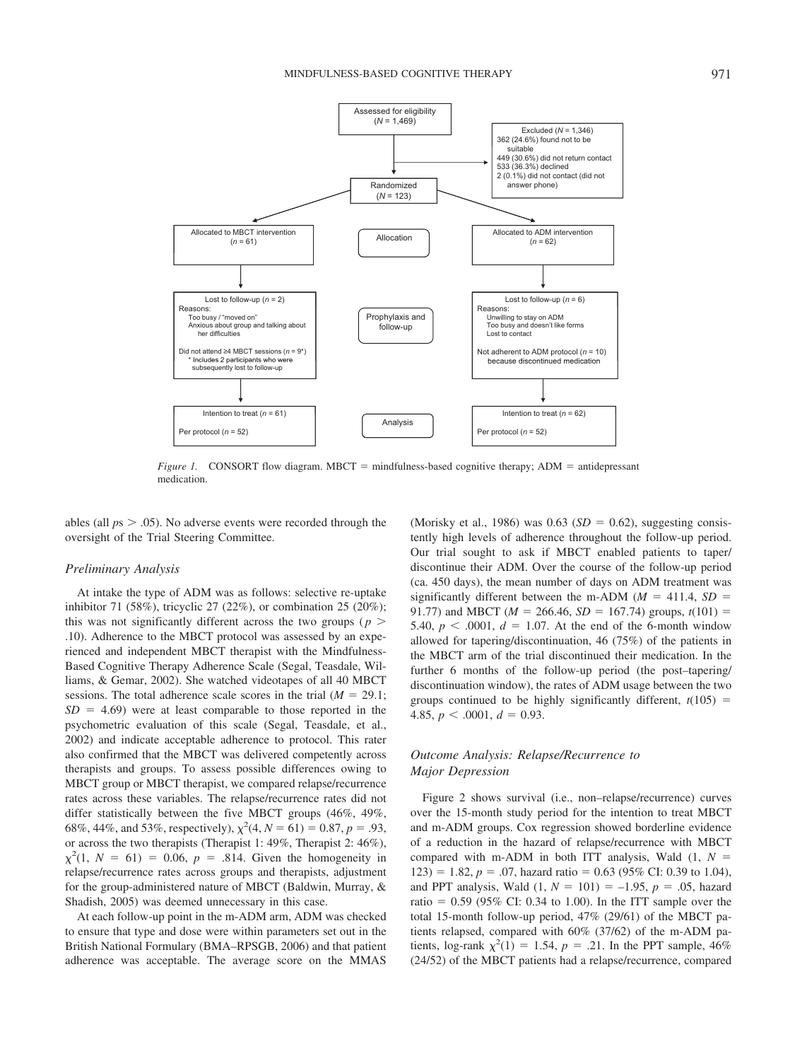Assessed for eligibility
($N$ = 1,469)

Excluded ($N$ = 1,346)
362 (24.6%) found not to be suitable
449 (30.6%) did not return contact
533 (36.3%) declined
2 (0.1%) did not contact (did not answer phone)

Randomized
($N$ = 123)

Allocated to MBCT intervention
($n$ = 61)

Allocation

Allocated to ADM intervention
($n$ = 62)

Lost to follow-up ($n$ = 2)
Reasons:
Too busy / "moved on"
Anxious about group and talking about her difficulties

Did not attend ≥4 MBCT sessions ($n$ = 9*)
* Includes 2 participants who were subsequently lost to follow-up

Prophylaxis and follow-up

Lost to follow-up ($n$ = 6)
Reasons:
Unwilling to stay on ADM
Too busy and doesn't like forms
Lost to contact

Not adherent to ADM protocol ($n$ = 10) because discontinued medication

Intention to treat ($n$ = 61)

Per protocol ($n$ = 52)

Analysis

Intention to treat ($n$ = 62)

Per protocol ($n$ = 52)

*Figure 1.* CONSORT flow diagram. MBCT = mindfulness-based cognitive therapy; ADM = antidepressant medication.

ables (all $ps > .05$). No adverse events were recorded through the oversight of the Trial Steering Committee.

### Preliminary Analysis

At intake the type of ADM was as follows: selective re-uptake inhibitor 71 (58%), tricyclic 27 (22%), or combination 25 (20%); this was not significantly different across the two groups ($p > .10$). Adherence to the MBCT protocol was assessed by an experienced and independent MBCT therapist with the Mindfulness-Based Cognitive Therapy Adherence Scale (Segal, Teasdale, Williams, & Gemar, 2002). She watched videotapes of all 40 MBCT sessions. The total adherence scale scores in the trial ($M$ = 29.1; $SD$ = 4.69) were at least comparable to those reported in the psychometric evaluation of this scale (Segal, Teasdale, et al., 2002) and indicate acceptable adherence to protocol. This rater also confirmed that the MBCT was delivered competently across therapists and groups. To assess possible differences owing to MBCT group or MBCT therapist, we compared relapse/recurrence rates across these variables. The relapse/recurrence rates did not differ statistically between the five MBCT groups (46%, 49%, 68%, 44%, and 53%, respectively), $\chi^2(4, N = 61) = 0.87$, $p = .93$, or across the two therapists (Therapist 1: 49%, Therapist 2: 46%), $\chi^2(1, N = 61) = 0.06$, $p = .814$. Given the homogeneity in relapse/recurrence rates across groups and therapists, adjustment for the group-administered nature of MBCT (Baldwin, Murray, & Shadish, 2005) was deemed unnecessary in this case.

At each follow-up point in the m-ADM arm, ADM was checked to ensure that type and dose were within parameters set out in the British National Formulary (BMA–RPSGB, 2006) and that patient adherence was acceptable. The average score on the MMAS (Morisky et al., 1986) was 0.63 ($SD$ = 0.62), suggesting consistently high levels of adherence throughout the follow-up period. Our trial sought to ask if MBCT enabled patients to taper/discontinue their ADM. Over the course of the follow-up period (ca. 450 days), the mean number of days on ADM treatment was significantly different between the m-ADM ($M$ = 411.4, $SD$ = 91.77) and MBCT ($M$ = 266.46, $SD$ = 167.74) groups, $t(101) = 5.40$, $p < .0001$, $d = 1.07$. At the end of the 6-month window allowed for tapering/discontinuation, 46 (75%) of the patients in the MBCT arm of the trial discontinued their medication. In the further 6 months of the follow-up period (the post–tapering/discontinuation window), the rates of ADM usage between the two groups continued to be highly significantly different, $t(105) = 4.85$, $p < .0001$, $d = 0.93$.

### Outcome Analysis: Relapse/Recurrence to Major Depression

Figure 2 shows survival (i.e., non–relapse/recurrence) curves over the 15-month study period for the intention to treat MBCT and m-ADM groups. Cox regression showed borderline evidence of a reduction in the hazard of relapse/recurrence with MBCT compared with m-ADM in both ITT analysis, Wald (1, $N$ = 123) = 1.82, $p = .07$, hazard ratio = 0.63 (95% CI: 0.39 to 1.04), and PPT analysis, Wald (1, $N$ = 101) = –1.95, $p = .05$, hazard ratio = 0.59 (95% CI: 0.34 to 1.00). In the ITT sample over the total 15-month follow-up period, 47% (29/61) of the MBCT patients relapsed, compared with 60% (37/62) of the m-ADM patients, log-rank $\chi^2(1) = 1.54$, $p = .21$. In the PPT sample, 46% (24/52) of the MBCT patients had a relapse/recurrence, compared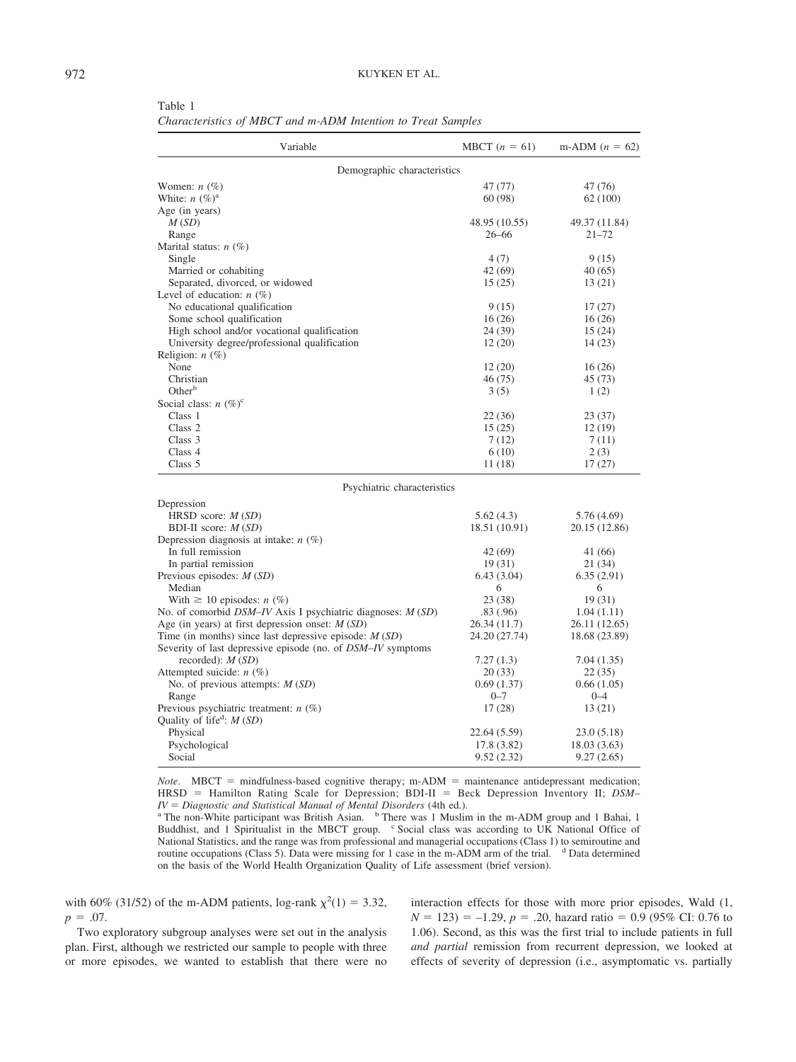Table 1

*Characteristics of MBCT and m-ADM Intention to Treat Samples*

| Variable | MBCT ($n$ = 61) | m-ADM ($n$ = 62) |
|---|---|---|
| Demographic characteristics | | |
| Women: $n$ (%) | 47 (77) | 47 (76) |
| White: $n$ (%)[a] | 60 (98) | 62 (100) |
| Age (in years) | | |
| $M$ ($SD$) | 48.95 (10.55) | 49.37 (11.84) |
| Range | 26–66 | 21–72 |
| Marital status: $n$ (%) | | |
| Single | 4 (7) | 9 (15) |
| Married or cohabiting | 42 (69) | 40 (65) |
| Separated, divorced, or widowed | 15 (25) | 13 (21) |
| Level of education: $n$ (%) | | |
| No educational qualification | 9 (15) | 17 (27) |
| Some school qualification | 16 (26) | 16 (26) |
| High school and/or vocational qualification | 24 (39) | 15 (24) |
| University degree/professional qualification | 12 (20) | 14 (23) |
| Religion: $n$ (%) | | |
| None | 12 (20) | 16 (26) |
| Christian | 46 (75) | 45 (73) |
| Other[b] | 3 (5) | 1 (2) |
| Social class: $n$ (%)[c] | | |
| Class 1 | 22 (36) | 23 (37) |
| Class 2 | 15 (25) | 12 (19) |
| Class 3 | 7 (12) | 7 (11) |
| Class 4 | 6 (10) | 2 (3) |
| Class 5 | 11 (18) | 17 (27) |
| Psychiatric characteristics | | |
| Depression | | |
| HRSD score: $M$ ($SD$) | 5.62 (4.3) | 5.76 (4.69) |
| BDI-II score: $M$ ($SD$) | 18.51 (10.91) | 20.15 (12.86) |
| Depression diagnosis at intake: $n$ (%) | | |
| In full remission | 42 (69) | 41 (66) |
| In partial remission | 19 (31) | 21 (34) |
| Previous episodes: $M$ ($SD$) | 6.43 (3.04) | 6.35 (2.91) |
| Median | 6 | 6 |
| With ≥ 10 episodes: $n$ (%) | 23 (38) | 19 (31) |
| No. of comorbid *DSM–IV* Axis I psychiatric diagnoses: $M$ ($SD$) | .83 (.96) | 1.04 (1.11) |
| Age (in years) at first depression onset: $M$ ($SD$) | 26.34 (11.7) | 26.11 (12.65) |
| Time (in months) since last depressive episode: $M$ ($SD$) | 24.20 (27.74) | 18.68 (23.89) |
| Severity of last depressive episode (no. of *DSM–IV* symptoms recorded): $M$ ($SD$) | 7.27 (1.3) | 7.04 (1.35) |
| Attempted suicide: $n$ (%) | 20 (33) | 22 (35) |
| No. of previous attempts: $M$ ($SD$) | 0.69 (1.37) | 0.66 (1.05) |
| Range | 0–7 | 0–4 |
| Previous psychiatric treatment: $n$ (%) | 17 (28) | 13 (21) |
| Quality of life[d]: $M$ ($SD$) | | |
| Physical | 22.64 (5.59) | 23.0 (5.18) |
| Psychological | 17.8 (3.82) | 18.03 (3.63) |
| Social | 9.52 (2.32) | 9.27 (2.65) |

*Note*. MBCT = mindfulness-based cognitive therapy; m-ADM = maintenance antidepressant medication; HRSD = Hamilton Rating Scale for Depression; BDI-II = Beck Depression Inventory II; *DSM–IV* = *Diagnostic and Statistical Manual of Mental Disorders* (4th ed.).
[a] The non-White participant was British Asian. [b] There was 1 Muslim in the m-ADM group and 1 Bahai, 1 Buddhist, and 1 Spiritualist in the MBCT group. [c] Social class was according to UK National Office of National Statistics, and the range was from professional and managerial occupations (Class 1) to semiroutine and routine occupations (Class 5). Data were missing for 1 case in the m-ADM arm of the trial. [d] Data determined on the basis of the World Health Organization Quality of Life assessment (brief version).

with 60% (31/52) of the m-ADM patients, log-rank $\chi^2(1) = 3.32$, $p = .07$.

Two exploratory subgroup analyses were set out in the analysis plan. First, although we restricted our sample to people with three or more episodes, we wanted to establish that there were no interaction effects for those with more prior episodes, Wald (1, $N = 123$) = –1.29, $p = .20$, hazard ratio = 0.9 (95% CI: 0.76 to 1.06). Second, as this was the first trial to include patients in full *and partial* remission from recurrent depression, we looked at effects of severity of depression (i.e., asymptomatic vs. partially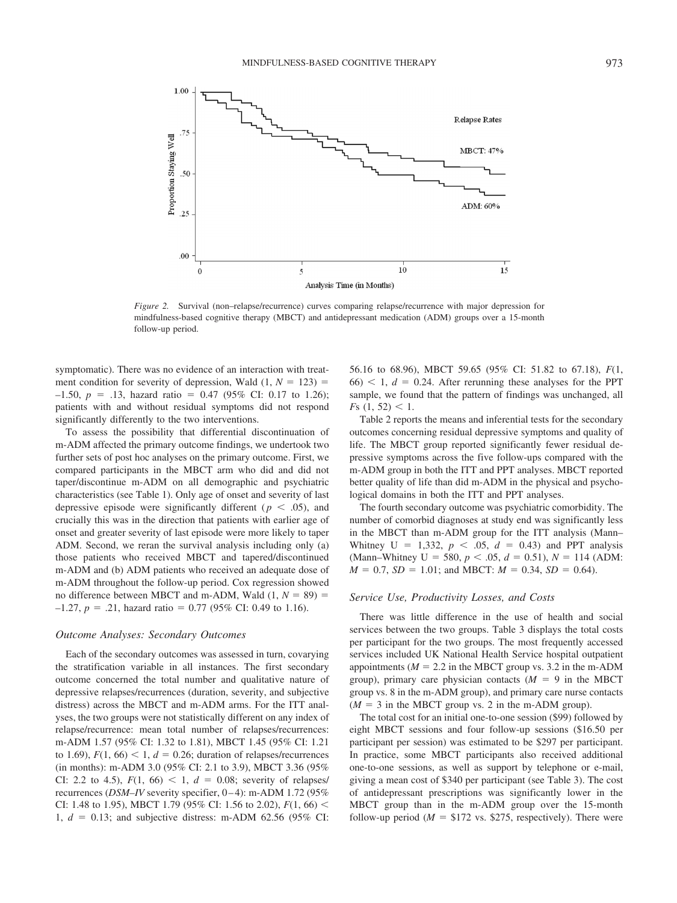1.00
.75
.50
.25
.00
Proportion Staying Well
0
5
10
15
Analysis Time (in Months)
Relapse Rates
MBCT: 47%
ADM: 60%

*Figure 2.* Survival (non–relapse/recurrence) curves comparing relapse/recurrence with major depression for mindfulness-based cognitive therapy (MBCT) and antidepressant medication (ADM) groups over a 15-month follow-up period.

symptomatic). There was no evidence of an interaction with treatment condition for severity of depression, Wald (1, $N = 123$) = –1.50, $p = .13$, hazard ratio = 0.47 (95% CI: 0.17 to 1.26); patients with and without residual symptoms did not respond significantly differently to the two interventions.

To assess the possibility that differential discontinuation of m-ADM affected the primary outcome findings, we undertook two further sets of post hoc analyses on the primary outcome. First, we compared participants in the MBCT arm who did and did not taper/discontinue m-ADM on all demographic and psychiatric characteristics (see Table 1). Only age of onset and severity of last depressive episode were significantly different ($p < .05$), and crucially this was in the direction that patients with earlier age of onset and greater severity of last episode were more likely to taper ADM. Second, we reran the survival analysis including only (a) those patients who received MBCT and tapered/discontinued m-ADM and (b) ADM patients who received an adequate dose of m-ADM throughout the follow-up period. Cox regression showed no difference between MBCT and m-ADM, Wald (1, $N = 89$) = –1.27, $p = .21$, hazard ratio = 0.77 (95% CI: 0.49 to 1.16).

### Outcome Analyses: Secondary Outcomes

Each of the secondary outcomes was assessed in turn, covarying the stratification variable in all instances. The first secondary outcome concerned the total number and qualitative nature of depressive relapses/recurrences (duration, severity, and subjective distress) across the MBCT and m-ADM arms. For the ITT analyses, the two groups were not statistically different on any index of relapse/recurrence: mean total number of relapses/recurrences: m-ADM 1.57 (95% CI: 1.32 to 1.81), MBCT 1.45 (95% CI: 1.21 to 1.69), $F(1, 66) < 1$, $d = 0.26$; duration of relapses/recurrences (in months): m-ADM 3.0 (95% CI: 2.1 to 3.9), MBCT 3.36 (95% CI: 2.2 to 4.5), $F(1, 66) < 1$, $d = 0.08$; severity of relapses/recurrences (*DSM–IV* severity specifier, 0–4): m-ADM 1.72 (95% CI: 1.48 to 1.95), MBCT 1.79 (95% CI: 1.56 to 2.02), $F(1, 66) < 1$, $d = 0.13$; and subjective distress: m-ADM 62.56 (95% CI: 56.16 to 68.96), MBCT 59.65 (95% CI: 51.82 to 67.18), $F(1, 66) < 1$, $d = 0.24$. After rerunning these analyses for the PPT sample, we found that the pattern of findings was unchanged, all $F$s $(1, 52) < 1$.

Table 2 reports the means and inferential tests for the secondary outcomes concerning residual depressive symptoms and quality of life. The MBCT group reported significantly fewer residual depressive symptoms across the five follow-ups compared with the m-ADM group in both the ITT and PPT analyses. MBCT reported better quality of life than did m-ADM in the physical and psychological domains in both the ITT and PPT analyses.

The fourth secondary outcome was psychiatric comorbidity. The number of comorbid diagnoses at study end was significantly less in the MBCT than m-ADM group for the ITT analysis (Mann–Whitney U = 1,332, $p < .05$, $d = 0.43$) and PPT analysis (Mann–Whitney U = 580, $p < .05$, $d = 0.51$), $N = 114$ (ADM: $M = 0.7$, $SD = 1.01$; and MBCT: $M = 0.34$, $SD = 0.64$).

### Service Use, Productivity Losses, and Costs

There was little difference in the use of health and social services between the two groups. Table 3 displays the total costs per participant for the two groups. The most frequently accessed services included UK National Health Service hospital outpatient appointments ($M = 2.2$ in the MBCT group vs. 3.2 in the m-ADM group), primary care physician contacts ($M = 9$ in the MBCT group vs. 8 in the m-ADM group), and primary care nurse contacts ($M = 3$ in the MBCT group vs. 2 in the m-ADM group).

The total cost for an initial one-to-one session ($99) followed by eight MBCT sessions and four follow-up sessions ($16.50 per participant per session) was estimated to be $297 per participant. In practice, some MBCT participants also received additional one-to-one sessions, as well as support by telephone or e-mail, giving a mean cost of $340 per participant (see Table 3). The cost of antidepressant prescriptions was significantly lower in the MBCT group than in the m-ADM group over the 15-month follow-up period ($M$ = $172 vs. $275, respectively). There were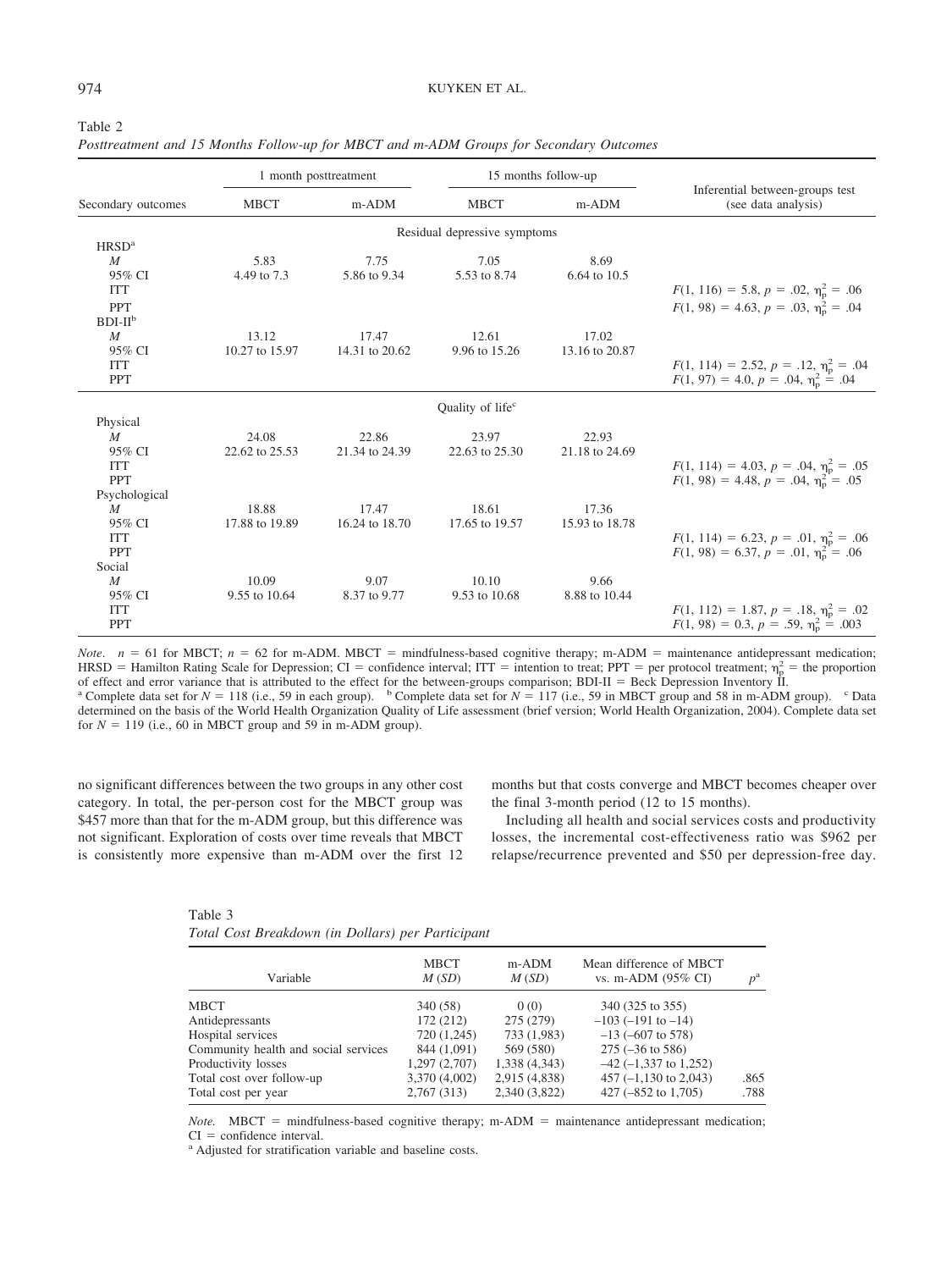Table 2
*Posttreatment and 15 Months Follow-up for MBCT and m-ADM Groups for Secondary Outcomes*

| Secondary outcomes | 1 month posttreatment | | 15 months follow-up | | Inferential between-groups test (see data analysis) |
|---|---|---|---|---|---|
| | MBCT | m-ADM | MBCT | m-ADM | |
| | | | Residual depressive symptoms | | |
| HRSD[a] | | | | | |
| *M* | 5.83 | 7.75 | 7.05 | 8.69 | |
| 95% CI | 4.49 to 7.3 | 5.86 to 9.34 | 5.53 to 8.74 | 6.64 to 10.5 | |
| ITT | | | | | $F(1, 116) = 5.8, p = .02, \eta_p^2 = .06$ |
| PPT | | | | | $F(1, 98) = 4.63, p = .03, \eta_p^2 = .04$ |
| BDI-II[b] | | | | | |
| *M* | 13.12 | 17.47 | 12.61 | 17.02 | |
| 95% CI | 10.27 to 15.97 | 14.31 to 20.62 | 9.96 to 15.26 | 13.16 to 20.87 | |
| ITT | | | | | $F(1, 114) = 2.52, p = .12, \eta_p^2 = .04$ |
| PPT | | | | | $F(1, 97) = 4.0, p = .04, \eta_p^2 = .04$ |
| | | | Quality of life[c] | | |
| Physical | | | | | |
| *M* | 24.08 | 22.86 | 23.97 | 22.93 | |
| 95% CI | 22.62 to 25.53 | 21.34 to 24.39 | 22.63 to 25.30 | 21.18 to 24.69 | |
| ITT | | | | | $F(1, 114) = 4.03, p = .04, \eta_p^2 = .05$ |
| PPT | | | | | $F(1, 98) = 4.48, p = .04, \eta_p^2 = .05$ |
| Psychological | | | | | |
| *M* | 18.88 | 17.47 | 18.61 | 17.36 | |
| 95% CI | 17.88 to 19.89 | 16.24 to 18.70 | 17.65 to 19.57 | 15.93 to 18.78 | |
| ITT | | | | | $F(1, 114) = 6.23, p = .01, \eta_p^2 = .06$ |
| PPT | | | | | $F(1, 98) = 6.37, p = .01, \eta_p^2 = .06$ |
| Social | | | | | |
| *M* | 10.09 | 9.07 | 10.10 | 9.66 | |
| 95% CI | 9.55 to 10.64 | 8.37 to 9.77 | 9.53 to 10.68 | 8.88 to 10.44 | |
| ITT | | | | | $F(1, 112) = 1.87, p = .18, \eta_p^2 = .02$ |
| PPT | | | | | $F(1, 98) = 0.3, p = .59, \eta_p^2 = .003$ |

*Note.* $n = 61$ for MBCT; $n = 62$ for m-ADM. MBCT = mindfulness-based cognitive therapy; m-ADM = maintenance antidepressant medication; HRSD = Hamilton Rating Scale for Depression; CI = confidence interval; ITT = intention to treat; PPT = per protocol treatment; $\eta_p^2$ = the proportion of effect and error variance that is attributed to the effect for the between-groups comparison; BDI-II = Beck Depression Inventory II.
[a] Complete data set for $N = 118$ (i.e., 59 in each group). [b] Complete data set for $N = 117$ (i.e., 59 in MBCT group and 58 in m-ADM group). [c] Data determined on the basis of the World Health Organization Quality of Life assessment (brief version; World Health Organization, 2004). Complete data set for $N = 119$ (i.e., 60 in MBCT group and 59 in m-ADM group).

no significant differences between the two groups in any other cost category. In total, the per-person cost for the MBCT group was $457 more than that for the m-ADM group, but this difference was not significant. Exploration of costs over time reveals that MBCT is consistently more expensive than m-ADM over the first 12 months but that costs converge and MBCT becomes cheaper over the final 3-month period (12 to 15 months).

Including all health and social services costs and productivity losses, the incremental cost-effectiveness ratio was $962 per relapse/recurrence prevented and $50 per depression-free day.

Table 3
*Total Cost Breakdown (in Dollars) per Participant*

| Variable | MBCT *M* (*SD*) | m-ADM *M* (*SD*) | Mean difference of MBCT vs. m-ADM (95% CI) | $p$[a] |
|---|---|---|---|---|
| MBCT | 340 (58) | 0 (0) | 340 (325 to 355) | |
| Antidepressants | 172 (212) | 275 (279) | −103 (−191 to −14) | |
| Hospital services | 720 (1,245) | 733 (1,983) | −13 (−607 to 578) | |
| Community health and social services | 844 (1,091) | 569 (580) | 275 (−36 to 586) | |
| Productivity losses | 1,297 (2,707) | 1,338 (4,343) | −42 (−1,337 to 1,252) | |
| Total cost over follow-up | 3,370 (4,002) | 2,915 (4,838) | 457 (−1,130 to 2,043) | .865 |
| Total cost per year | 2,767 (313) | 2,340 (3,822) | 427 (−852 to 1,705) | .788 |

*Note.* MBCT = mindfulness-based cognitive therapy; m-ADM = maintenance antidepressant medication; CI = confidence interval.
[a] Adjusted for stratification variable and baseline costs.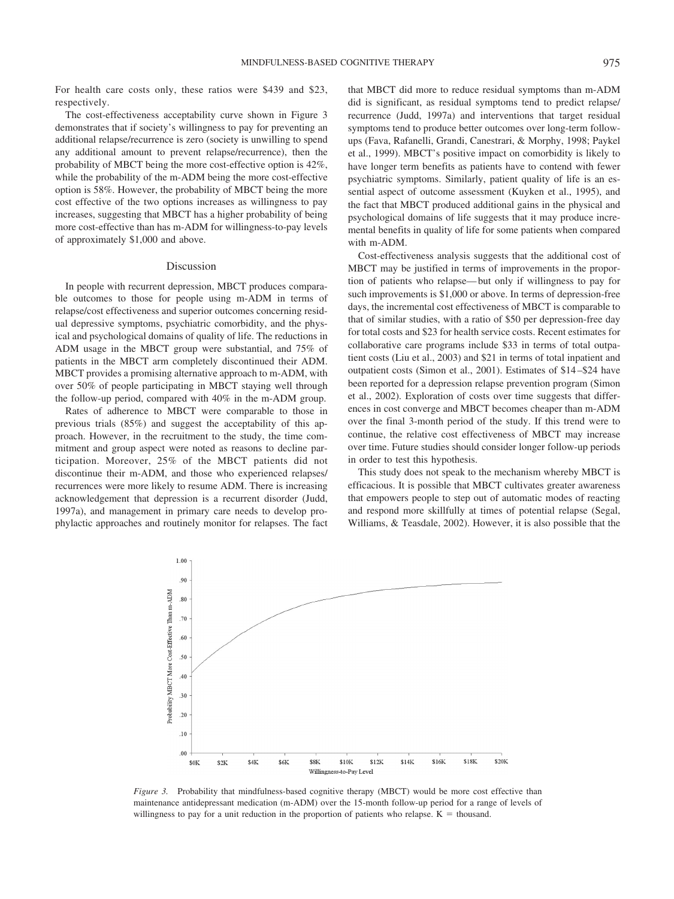For health care costs only, these ratios were $439 and $23, respectively.

The cost-effectiveness acceptability curve shown in Figure 3 demonstrates that if society's willingness to pay for preventing an additional relapse/recurrence is zero (society is unwilling to spend any additional amount to prevent relapse/recurrence), then the probability of MBCT being the more cost-effective option is 42%, while the probability of the m-ADM being the more cost-effective option is 58%. However, the probability of MBCT being the more cost effective of the two options increases as willingness to pay increases, suggesting that MBCT has a higher probability of being more cost-effective than has m-ADM for willingness-to-pay levels of approximately $1,000 and above.

## Discussion

In people with recurrent depression, MBCT produces comparable outcomes to those for people using m-ADM in terms of relapse/cost effectiveness and superior outcomes concerning residual depressive symptoms, psychiatric comorbidity, and the physical and psychological domains of quality of life. The reductions in ADM usage in the MBCT group were substantial, and 75% of patients in the MBCT arm completely discontinued their ADM. MBCT provides a promising alternative approach to m-ADM, with over 50% of people participating in MBCT staying well through the follow-up period, compared with 40% in the m-ADM group.

Rates of adherence to MBCT were comparable to those in previous trials (85%) and suggest the acceptability of this approach. However, in the recruitment to the study, the time commitment and group aspect were noted as reasons to decline participation. Moreover, 25% of the MBCT patients did not discontinue their m-ADM, and those who experienced relapses/recurrences were more likely to resume ADM. There is increasing acknowledgement that depression is a recurrent disorder (Judd, 1997a), and management in primary care needs to develop prophylactic approaches and routinely monitor for relapses. The fact that MBCT did more to reduce residual symptoms than m-ADM did is significant, as residual symptoms tend to predict relapse/recurrence (Judd, 1997a) and interventions that target residual symptoms tend to produce better outcomes over long-term follow-ups (Fava, Rafanelli, Grandi, Canestrari, & Morphy, 1998; Paykel et al., 1999). MBCT's positive impact on comorbidity is likely to have longer term benefits as patients have to contend with fewer psychiatric symptoms. Similarly, patient quality of life is an essential aspect of outcome assessment (Kuyken et al., 1995), and the fact that MBCT produced additional gains in the physical and psychological domains of life suggests that it may produce incremental benefits in quality of life for some patients when compared with m-ADM.

Cost-effectiveness analysis suggests that the additional cost of MBCT may be justified in terms of improvements in the proportion of patients who relapse—but only if willingness to pay for such improvements is $1,000 or above. In terms of depression-free days, the incremental cost effectiveness of MBCT is comparable to that of similar studies, with a ratio of $50 per depression-free day for total costs and $23 for health service costs. Recent estimates for collaborative care programs include $33 in terms of total outpatient costs (Liu et al., 2003) and $21 in terms of total inpatient and outpatient costs (Simon et al., 2001). Estimates of $14–$24 have been reported for a depression relapse prevention program (Simon et al., 2002). Exploration of costs over time suggests that differences in cost converge and MBCT becomes cheaper than m-ADM over the final 3-month period of the study. If this trend were to continue, the relative cost effectiveness of MBCT may increase over time. Future studies should consider longer follow-up periods in order to test this hypothesis.

This study does not speak to the mechanism whereby MBCT is efficacious. It is possible that MBCT cultivates greater awareness that empowers people to step out of automatic modes of reacting and respond more skillfully at times of potential relapse (Segal, Williams, & Teasdale, 2002). However, it is also possible that the

Probability MBCT More Cost-Effective Than m-ADM

1.00
.90
.80
.70
.60
.50
.40
.30
.20
.10
.00

$0K $2K $4K $6K $8K $10K $12K $14K $16K $18K $20K

Willingness-to-Pay Level

*Figure 3.* Probability that mindfulness-based cognitive therapy (MBCT) would be more cost effective than maintenance antidepressant medication (m-ADM) over the 15-month follow-up period for a range of levels of willingness to pay for a unit reduction in the proportion of patients who relapse. K = thousand.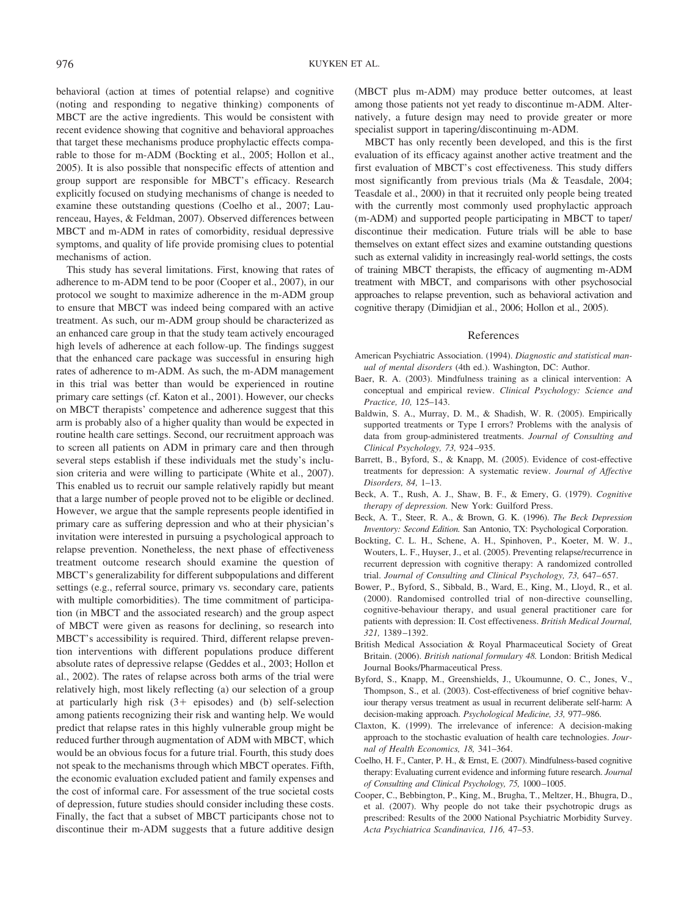behavioral (action at times of potential relapse) and cognitive (noting and responding to negative thinking) components of MBCT are the active ingredients. This would be consistent with recent evidence showing that cognitive and behavioral approaches that target these mechanisms produce prophylactic effects comparable to those for m-ADM (Bockting et al., 2005; Hollon et al., 2005). It is also possible that nonspecific effects of attention and group support are responsible for MBCT's efficacy. Research explicitly focused on studying mechanisms of change is needed to examine these outstanding questions (Coelho et al., 2007; Laurenceau, Hayes, & Feldman, 2007). Observed differences between MBCT and m-ADM in rates of comorbidity, residual depressive symptoms, and quality of life provide promising clues to potential mechanisms of action.

This study has several limitations. First, knowing that rates of adherence to m-ADM tend to be poor (Cooper et al., 2007), in our protocol we sought to maximize adherence in the m-ADM group to ensure that MBCT was indeed being compared with an active treatment. As such, our m-ADM group should be characterized as an enhanced care group in that the study team actively encouraged high levels of adherence at each follow-up. The findings suggest that the enhanced care package was successful in ensuring high rates of adherence to m-ADM. As such, the m-ADM management in this trial was better than would be experienced in routine primary care settings (cf. Katon et al., 2001). However, our checks on MBCT therapists' competence and adherence suggest that this arm is probably also of a higher quality than would be expected in routine health care settings. Second, our recruitment approach was to screen all patients on ADM in primary care and then through several steps establish if these individuals met the study's inclusion criteria and were willing to participate (White et al., 2007). This enabled us to recruit our sample relatively rapidly but meant that a large number of people proved not to be eligible or declined. However, we argue that the sample represents people identified in primary care as suffering depression and who at their physician's invitation were interested in pursuing a psychological approach to relapse prevention. Nonetheless, the next phase of effectiveness treatment outcome research should examine the question of MBCT's generalizability for different subpopulations and different settings (e.g., referral source, primary vs. secondary care, patients with multiple comorbidities). The time commitment of participation (in MBCT and the associated research) and the group aspect of MBCT were given as reasons for declining, so research into MBCT's accessibility is required. Third, different relapse prevention interventions with different populations produce different absolute rates of depressive relapse (Geddes et al., 2003; Hollon et al., 2002). The rates of relapse across both arms of the trial were relatively high, most likely reflecting (a) our selection of a group at particularly high risk (3+ episodes) and (b) self-selection among patients recognizing their risk and wanting help. We would predict that relapse rates in this highly vulnerable group might be reduced further through augmentation of ADM with MBCT, which would be an obvious focus for a future trial. Fourth, this study does not speak to the mechanisms through which MBCT operates. Fifth, the economic evaluation excluded patient and family expenses and the cost of informal care. For assessment of the true societal costs of depression, future studies should consider including these costs. Finally, the fact that a subset of MBCT participants chose not to discontinue their m-ADM suggests that a future additive design (MBCT plus m-ADM) may produce better outcomes, at least among those patients not yet ready to discontinue m-ADM. Alternatively, a future design may need to provide greater or more specialist support in tapering/discontinuing m-ADM.

MBCT has only recently been developed, and this is the first evaluation of its efficacy against another active treatment and the first evaluation of MBCT's cost effectiveness. This study differs most significantly from previous trials (Ma & Teasdale, 2004; Teasdale et al., 2000) in that it recruited only people being treated with the currently most commonly used prophylactic approach (m-ADM) and supported people participating in MBCT to taper/discontinue their medication. Future trials will be able to base themselves on extant effect sizes and examine outstanding questions such as external validity in increasingly real-world settings, the costs of training MBCT therapists, the efficacy of augmenting m-ADM treatment with MBCT, and comparisons with other psychosocial approaches to relapse prevention, such as behavioral activation and cognitive therapy (Dimidjian et al., 2006; Hollon et al., 2005).

## References

American Psychiatric Association. (1994). *Diagnostic and statistical manual of mental disorders* (4th ed.). Washington, DC: Author.

Baer, R. A. (2003). Mindfulness training as a clinical intervention: A conceptual and empirical review. *Clinical Psychology: Science and Practice, 10,* 125–143.

Baldwin, S. A., Murray, D. M., & Shadish, W. R. (2005). Empirically supported treatments or Type I errors? Problems with the analysis of data from group-administered treatments. *Journal of Consulting and Clinical Psychology, 73,* 924–935.

Barrett, B., Byford, S., & Knapp, M. (2005). Evidence of cost-effective treatments for depression: A systematic review. *Journal of Affective Disorders, 84,* 1–13.

Beck, A. T., Rush, A. J., Shaw, B. F., & Emery, G. (1979). *Cognitive therapy of depression.* New York: Guilford Press.

Beck, A. T., Steer, R. A., & Brown, G. K. (1996). *The Beck Depression Inventory: Second Edition.* San Antonio, TX: Psychological Corporation.

Bockting, C. L. H., Schene, A. H., Spinhoven, P., Koeter, M. W. J., Wouters, L. F., Huyser, J., et al. (2005). Preventing relapse/recurrence in recurrent depression with cognitive therapy: A randomized controlled trial. *Journal of Consulting and Clinical Psychology, 73,* 647–657.

Bower, P., Byford, S., Sibbald, B., Ward, E., King, M., Lloyd, R., et al. (2000). Randomised controlled trial of non-directive counselling, cognitive-behaviour therapy, and usual general practitioner care for patients with depression: II. Cost effectiveness. *British Medical Journal, 321,* 1389–1392.

British Medical Association & Royal Pharmaceutical Society of Great Britain. (2006). *British national formulary 48.* London: British Medical Journal Books/Pharmaceutical Press.

Byford, S., Knapp, M., Greenshields, J., Ukoumunne, O. C., Jones, V., Thompson, S., et al. (2003). Cost-effectiveness of brief cognitive behaviour therapy versus treatment as usual in recurrent deliberate self-harm: A decision-making approach. *Psychological Medicine, 33,* 977–986.

Claxton, K. (1999). The irrelevance of inference: A decision-making approach to the stochastic evaluation of health care technologies. *Journal of Health Economics, 18,* 341–364.

Coelho, H. F., Canter, P. H., & Ernst, E. (2007). Mindfulness-based cognitive therapy: Evaluating current evidence and informing future research. *Journal of Consulting and Clinical Psychology, 75,* 1000–1005.

Cooper, C., Bebbington, P., King, M., Brugha, T., Meltzer, H., Bhugra, D., et al. (2007). Why people do not take their psychotropic drugs as prescribed: Results of the 2000 National Psychiatric Morbidity Survey. *Acta Psychiatrica Scandinavica, 116,* 47–53.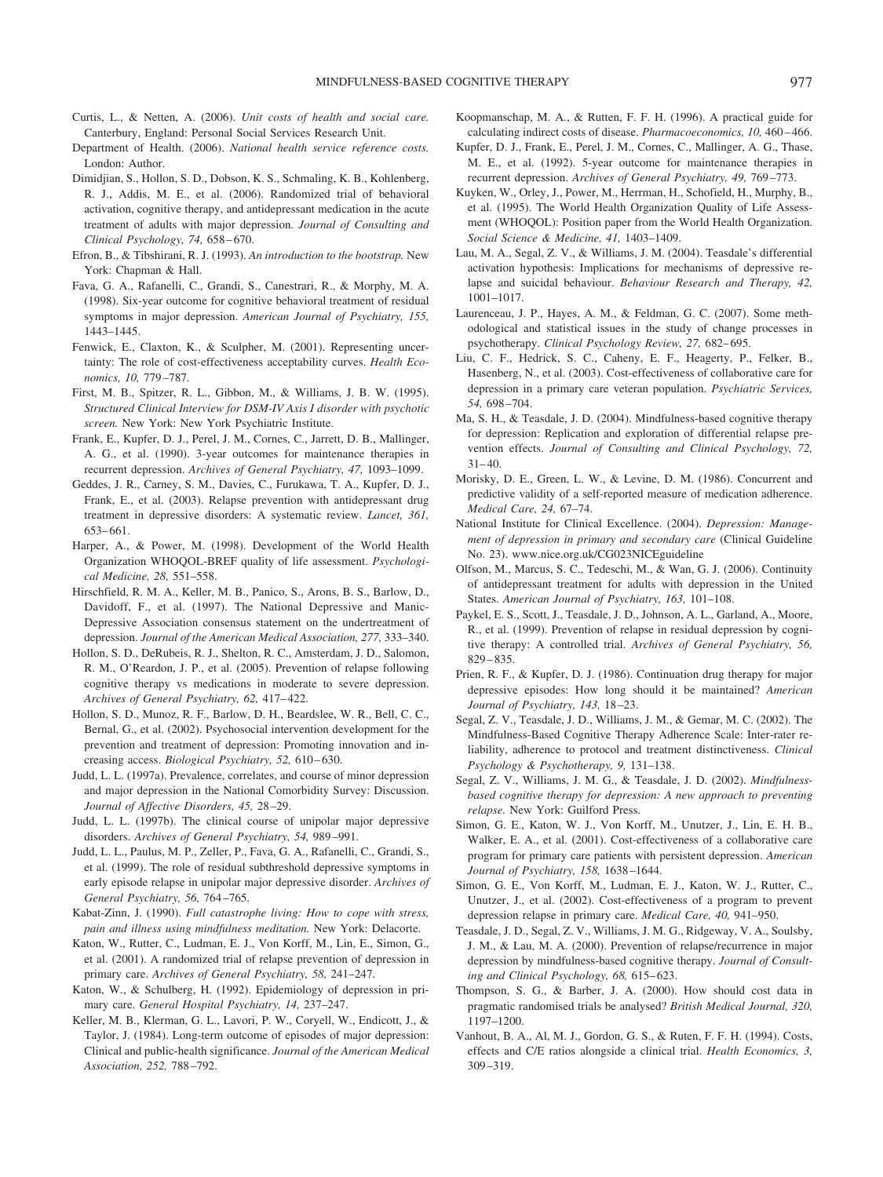Curtis, L., & Netten, A. (2006). *Unit costs of health and social care.* Canterbury, England: Personal Social Services Research Unit.

Department of Health. (2006). *National health service reference costs.* London: Author.

Dimidjian, S., Hollon, S. D., Dobson, K. S., Schmaling, K. B., Kohlenberg, R. J., Addis, M. E., et al. (2006). Randomized trial of behavioral activation, cognitive therapy, and antidepressant medication in the acute treatment of adults with major depression. *Journal of Consulting and Clinical Psychology, 74,* 658–670.

Efron, B., & Tibshirani, R. J. (1993). *An introduction to the bootstrap.* New York: Chapman & Hall.

Fava, G. A., Rafanelli, C., Grandi, S., Canestrari, R., & Morphy, M. A. (1998). Six-year outcome for cognitive behavioral treatment of residual symptoms in major depression. *American Journal of Psychiatry, 155,* 1443–1445.

Fenwick, E., Claxton, K., & Sculpher, M. (2001). Representing uncertainty: The role of cost-effectiveness acceptability curves. *Health Economics, 10,* 779–787.

First, M. B., Spitzer, R. L., Gibbon, M., & Williams, J. B. W. (1995). *Structured Clinical Interview for DSM-IV Axis I disorder with psychotic screen.* New York: New York Psychiatric Institute.

Frank, E., Kupfer, D. J., Perel, J. M., Cornes, C., Jarrett, D. B., Mallinger, A. G., et al. (1990). 3-year outcomes for maintenance therapies in recurrent depression. *Archives of General Psychiatry, 47,* 1093–1099.

Geddes, J. R., Carney, S. M., Davies, C., Furukawa, T. A., Kupfer, D. J., Frank, E., et al. (2003). Relapse prevention with antidepressant drug treatment in depressive disorders: A systematic review. *Lancet, 361,* 653–661.

Harper, A., & Power, M. (1998). Development of the World Health Organization WHOQOL-BREF quality of life assessment. *Psychological Medicine, 28,* 551–558.

Hirschfield, R. M. A., Keller, M. B., Panico, S., Arons, B. S., Barlow, D., Davidoff, F., et al. (1997). The National Depressive and Manic-Depressive Association consensus statement on the undertreatment of depression. *Journal of the American Medical Association, 277,* 333–340.

Hollon, S. D., DeRubeis, R. J., Shelton, R. C., Amsterdam, J. D., Salomon, R. M., O'Reardon, J. P., et al. (2005). Prevention of relapse following cognitive therapy vs medications in moderate to severe depression. *Archives of General Psychiatry, 62,* 417–422.

Hollon, S. D., Munoz, R. F., Barlow, D. H., Beardslee, W. R., Bell, C. C., Bernal, G., et al. (2002). Psychosocial intervention development for the prevention and treatment of depression: Promoting innovation and increasing access. *Biological Psychiatry, 52,* 610–630.

Judd, L. L. (1997a). Prevalence, correlates, and course of minor depression and major depression in the National Comorbidity Survey: Discussion. *Journal of Affective Disorders, 45,* 28–29.

Judd, L. L. (1997b). The clinical course of unipolar major depressive disorders. *Archives of General Psychiatry, 54,* 989–991.

Judd, L. L., Paulus, M. P., Zeller, P., Fava, G. A., Rafanelli, C., Grandi, S., et al. (1999). The role of residual subthreshold depressive symptoms in early episode relapse in unipolar major depressive disorder. *Archives of General Psychiatry, 56,* 764–765.

Kabat-Zinn, J. (1990). *Full catastrophe living: How to cope with stress, pain and illness using mindfulness meditation.* New York: Delacorte.

Katon, W., Rutter, C., Ludman, E. J., Von Korff, M., Lin, E., Simon, G., et al. (2001). A randomized trial of relapse prevention of depression in primary care. *Archives of General Psychiatry, 58,* 241–247.

Katon, W., & Schulberg, H. (1992). Epidemiology of depression in primary care. *General Hospital Psychiatry, 14,* 237–247.

Keller, M. B., Klerman, G. L., Lavori, P. W., Coryell, W., Endicott, J., & Taylor, J. (1984). Long-term outcome of episodes of major depression: Clinical and public-health significance. *Journal of the American Medical Association, 252,* 788–792.

Koopmanschap, M. A., & Rutten, F. F. H. (1996). A practical guide for calculating indirect costs of disease. *Pharmacoeconomics, 10,* 460–466.

Kupfer, D. J., Frank, E., Perel, J. M., Cornes, C., Mallinger, A. G., Thase, M. E., et al. (1992). 5-year outcome for maintenance therapies in recurrent depression. *Archives of General Psychiatry, 49,* 769–773.

Kuyken, W., Orley, J., Power, M., Herrman, H., Schofield, H., Murphy, B., et al. (1995). The World Health Organization Quality of Life Assessment (WHOQOL): Position paper from the World Health Organization. *Social Science & Medicine, 41,* 1403–1409.

Lau, M. A., Segal, Z. V., & Williams, J. M. (2004). Teasdale's differential activation hypothesis: Implications for mechanisms of depressive relapse and suicidal behaviour. *Behaviour Research and Therapy, 42,* 1001–1017.

Laurenceau, J. P., Hayes, A. M., & Feldman, G. C. (2007). Some methodological and statistical issues in the study of change processes in psychotherapy. *Clinical Psychology Review, 27,* 682–695.

Liu, C. F., Hedrick, S. C., Caheny, E. F., Heagerty, P., Felker, B., Hasenberg, N., et al. (2003). Cost-effectiveness of collaborative care for depression in a primary care veteran population. *Psychiatric Services, 54,* 698–704.

Ma, S. H., & Teasdale, J. D. (2004). Mindfulness-based cognitive therapy for depression: Replication and exploration of differential relapse prevention effects. *Journal of Consulting and Clinical Psychology, 72,* 31–40.

Morisky, D. E., Green, L. W., & Levine, D. M. (1986). Concurrent and predictive validity of a self-reported measure of medication adherence. *Medical Care, 24,* 67–74.

National Institute for Clinical Excellence. (2004). *Depression: Management of depression in primary and secondary care* (Clinical Guideline No. 23). www.nice.org.uk/CG023NICEguideline

Olfson, M., Marcus, S. C., Tedeschi, M., & Wan, G. J. (2006). Continuity of antidepressant treatment for adults with depression in the United States. *American Journal of Psychiatry, 163,* 101–108.

Paykel, E. S., Scott, J., Teasdale, J. D., Johnson, A. L., Garland, A., Moore, R., et al. (1999). Prevention of relapse in residual depression by cognitive therapy: A controlled trial. *Archives of General Psychiatry, 56,* 829–835.

Prien, R. F., & Kupfer, D. J. (1986). Continuation drug therapy for major depressive episodes: How long should it be maintained? *American Journal of Psychiatry, 143,* 18–23.

Segal, Z. V., Teasdale, J. D., Williams, J. M., & Gemar, M. C. (2002). The Mindfulness-Based Cognitive Therapy Adherence Scale: Inter-rater reliability, adherence to protocol and treatment distinctiveness. *Clinical Psychology & Psychotherapy, 9,* 131–138.

Segal, Z. V., Williams, J. M. G., & Teasdale, J. D. (2002). *Mindfulness-based cognitive therapy for depression: A new approach to preventing relapse.* New York: Guilford Press.

Simon, G. E., Katon, W. J., Von Korff, M., Unutzer, J., Lin, E. H. B., Walker, E. A., et al. (2001). Cost-effectiveness of a collaborative care program for primary care patients with persistent depression. *American Journal of Psychiatry, 158,* 1638–1644.

Simon, G. E., Von Korff, M., Ludman, E. J., Katon, W. J., Rutter, C., Unutzer, J., et al. (2002). Cost-effectiveness of a program to prevent depression relapse in primary care. *Medical Care, 40,* 941–950.

Teasdale, J. D., Segal, Z. V., Williams, J. M. G., Ridgeway, V. A., Soulsby, J. M., & Lau, M. A. (2000). Prevention of relapse/recurrence in major depression by mindfulness-based cognitive therapy. *Journal of Consulting and Clinical Psychology, 68,* 615–623.

Thompson, S. G., & Barber, J. A. (2000). How should cost data in pragmatic randomised trials be analysed? *British Medical Journal, 320,* 1197–1200.

Vanhout, B. A., Al, M. J., Gordon, G. S., & Ruten, F. F. H. (1994). Costs, effects and C/E ratios alongside a clinical trial. *Health Economics, 3,* 309–319.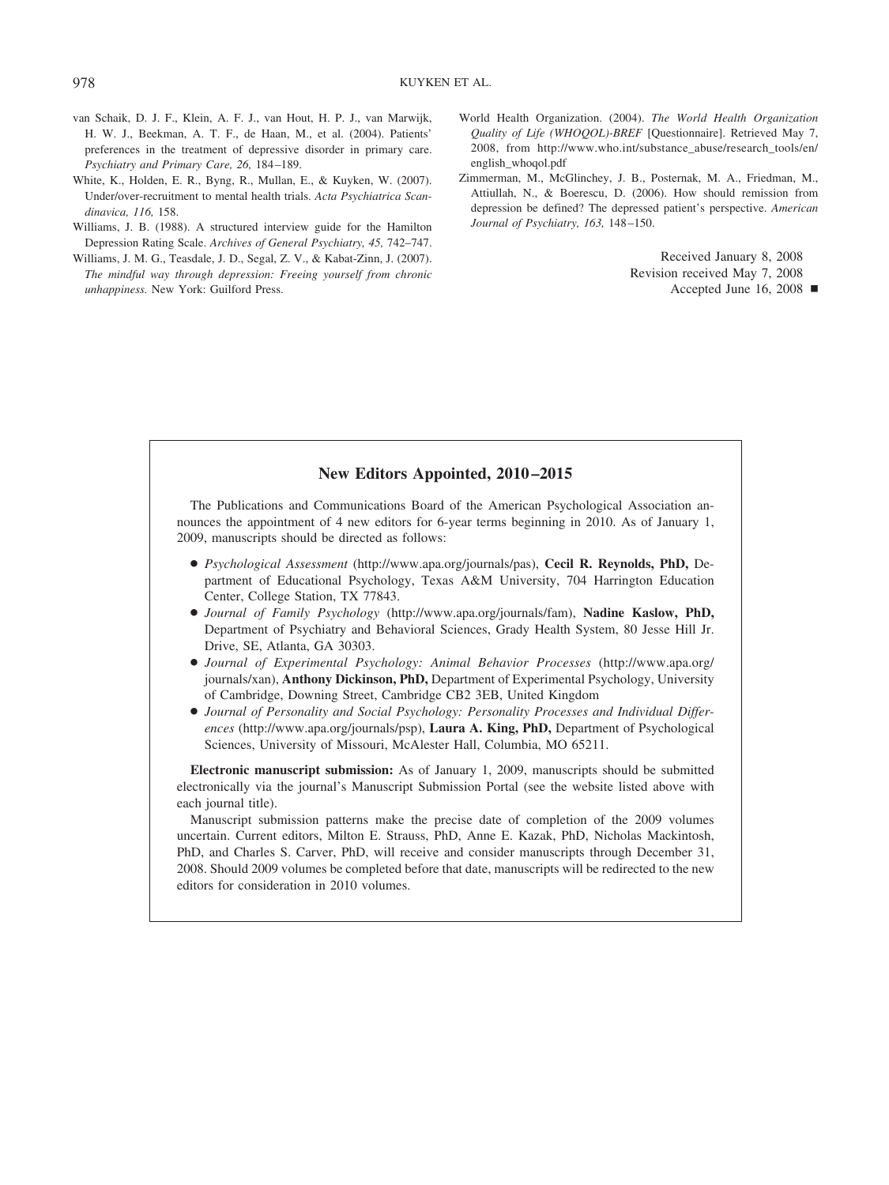van Schaik, D. J. F., Klein, A. F. J., van Hout, H. P. J., van Marwijk, H. W. J., Beekman, A. T. F., de Haan, M., et al. (2004). Patients' preferences in the treatment of depressive disorder in primary care. *Psychiatry and Primary Care, 26,* 184–189.

White, K., Holden, E. R., Byng, R., Mullan, E., & Kuyken, W. (2007). Under/over-recruitment to mental health trials. *Acta Psychiatrica Scandinavica, 116,* 158.

Williams, J. B. (1988). A structured interview guide for the Hamilton Depression Rating Scale. *Archives of General Psychiatry, 45,* 742–747.

Williams, J. M. G., Teasdale, J. D., Segal, Z. V., & Kabat-Zinn, J. (2007). *The mindful way through depression: Freeing yourself from chronic unhappiness.* New York: Guilford Press.

World Health Organization. (2004). *The World Health Organization Quality of Life (WHOQOL)-BREF* [Questionnaire]. Retrieved May 7, 2008, from http://www.who.int/substance_abuse/research_tools/en/english_whoqol.pdf

Zimmerman, M., McGlinchey, J. B., Posternak, M. A., Friedman, M., Attiullah, N., & Boerescu, D. (2006). How should remission from depression be defined? The depressed patient's perspective. *American Journal of Psychiatry, 163,* 148–150.

Received January 8, 2008
Revision received May 7, 2008
Accepted June 16, 2008 ■

## New Editors Appointed, 2010–2015

The Publications and Communications Board of the American Psychological Association announces the appointment of 4 new editors for 6-year terms beginning in 2010. As of January 1, 2009, manuscripts should be directed as follows:

- *Psychological Assessment* (http://www.apa.org/journals/pas), **Cecil R. Reynolds, PhD,** Department of Educational Psychology, Texas A&M University, 704 Harrington Education Center, College Station, TX 77843.
- *Journal of Family Psychology* (http://www.apa.org/journals/fam), **Nadine Kaslow, PhD,** Department of Psychiatry and Behavioral Sciences, Grady Health System, 80 Jesse Hill Jr. Drive, SE, Atlanta, GA 30303.
- *Journal of Experimental Psychology: Animal Behavior Processes* (http://www.apa.org/journals/xan), **Anthony Dickinson, PhD,** Department of Experimental Psychology, University of Cambridge, Downing Street, Cambridge CB2 3EB, United Kingdom
- *Journal of Personality and Social Psychology: Personality Processes and Individual Differences* (http://www.apa.org/journals/psp), **Laura A. King, PhD,** Department of Psychological Sciences, University of Missouri, McAlester Hall, Columbia, MO 65211.

**Electronic manuscript submission:** As of January 1, 2009, manuscripts should be submitted electronically via the journal's Manuscript Submission Portal (see the website listed above with each journal title).

Manuscript submission patterns make the precise date of completion of the 2009 volumes uncertain. Current editors, Milton E. Strauss, PhD, Anne E. Kazak, PhD, Nicholas Mackintosh, PhD, and Charles S. Carver, PhD, will receive and consider manuscripts through December 31, 2008. Should 2009 volumes be completed before that date, manuscripts will be redirected to the new editors for consideration in 2010 volumes.